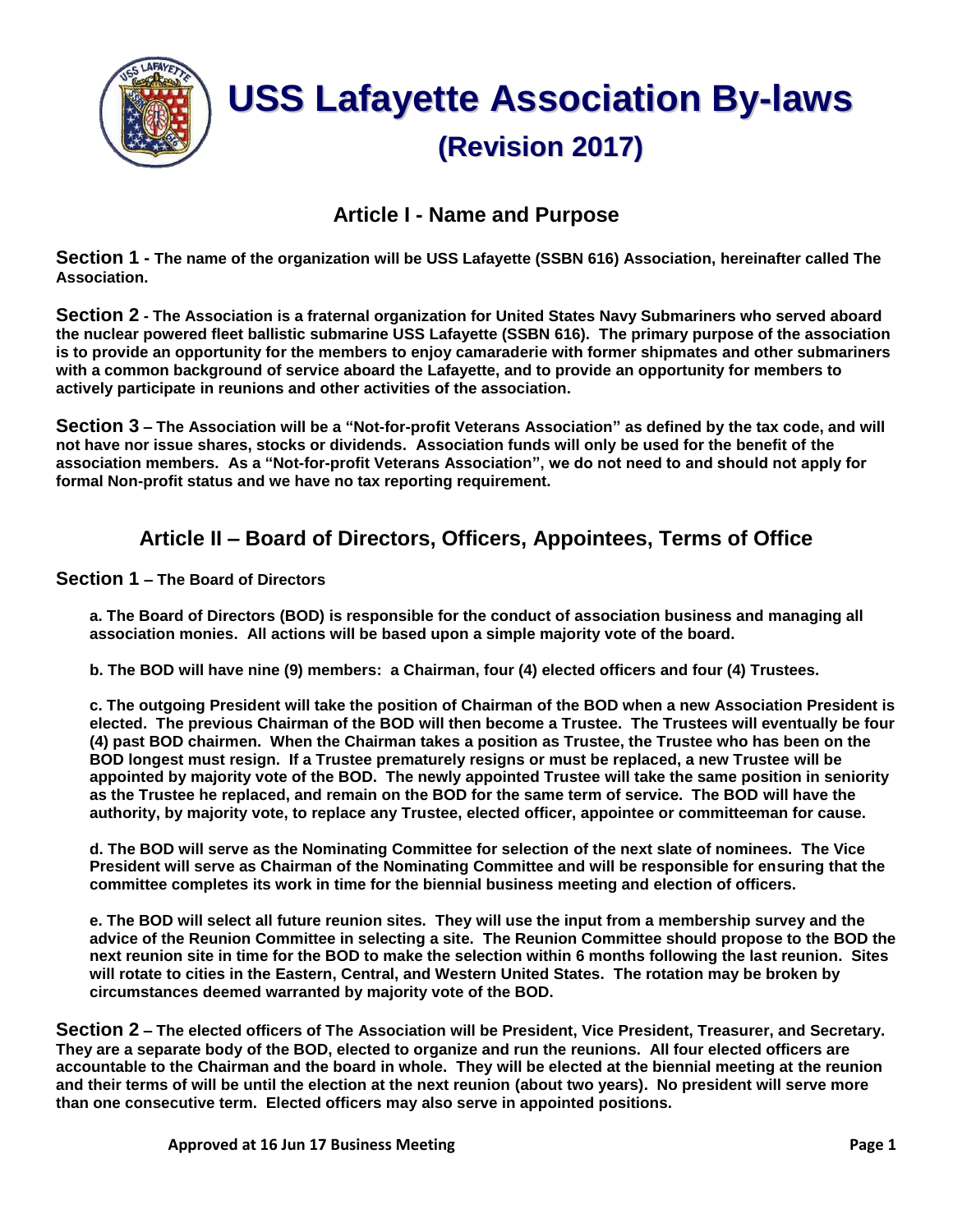# USS Lafayette Association By-laws

## (Revision 2017)

## Article I - Name and Purpose

**Section 1 - The name of the organization will be USS Lafayette (SSBN 616) Association, hereinafter called The Association.**

**Section 2 - The Association is a fraternal organization for United States Navy Submariners who served aboard the nuclear powered fleet ballistic submarine USS Lafayette (SSBN 616). The primary purpose of the association is to provide an opportunity for the members to enjoy camaraderie with former shipmates and other submariners with a common background of service aboard the Lafayette, and to provide an opportunity for members to actively participate in reunions and other activities of the association.**

**Section 3 – The Association will be a "Not-for-profit Veterans Association" as defined by the tax code, and will not have nor issue shares, stocks or dividends. Association funds will only be used for the benefit of the association members. As a "Not-for-profit Veterans Association", we do not need to and should not apply for formal Non-profit status and we have no tax reporting requirement.**

## Article II – Board of Directors, Officers, Appointees, Terms of Office

**Section 1 – The Board of Directors**

**a. The Board of Directors (BOD) is responsible for the conduct of association business and managing all association monies. All actions will be based upon a simple majority vote of the board.**

**b. The BOD will have nine (9) members: a Chairman, four (4) elected officers and four (4) Trustees.**

**c. The outgoing President will take the position of Chairman of the BOD when a new Association President is elected. The previous Chairman of the BOD will then become a Trustee. The Trustees will eventually be four (4) past BOD chairmen. When the Chairman takes a position as Trustee, the Trustee who has been on the BOD longest must resign. If a Trustee prematurely resigns or must be replaced, a new Trustee will be appointed by majority vote of the BOD. The newly appointed Trustee will take the same position in seniority as the Trustee he replaced, and remain on the BOD for the same term of service. The BOD will have the authority, by majority vote, to replace any Trustee, elected officer, appointee or committeeman for cause.**

**d. The BOD will serve as the Nominating Committee for selection of the next slate of nominees. The Vice President will serve as Chairman of the Nominating Committee and will be responsible for ensuring that the committee completes its work in time for the biennial business meeting and election of officers.**

**e. The BOD will select all future reunion sites. They will use the input from a membership survey and the advice of the Reunion Committee in selecting a site. The Reunion Committee should propose to the BOD the next reunion site in time for the BOD to make the selection within 6 months following the last reunion. Sites will rotate to cities in the Eastern, Central, and Western United States. The rotation may be broken by circumstances deemed warranted by majority vote of the BOD.**

**Section 2 – The elected officers of The Association will be President, Vice President, Treasurer, and Secretary. They are a separate body of the BOD, elected to organize and run the reunions. All four elected officers are accountable to the Chairman and the board in whole. They will be elected at the biennial meeting at the reunion and their terms of will be until the election at the next reunion (about two years). No president will serve more than one consecutive term. Elected officers may also serve in appointed positions.**

**Approved at 16 Jun 17 Business Meeting**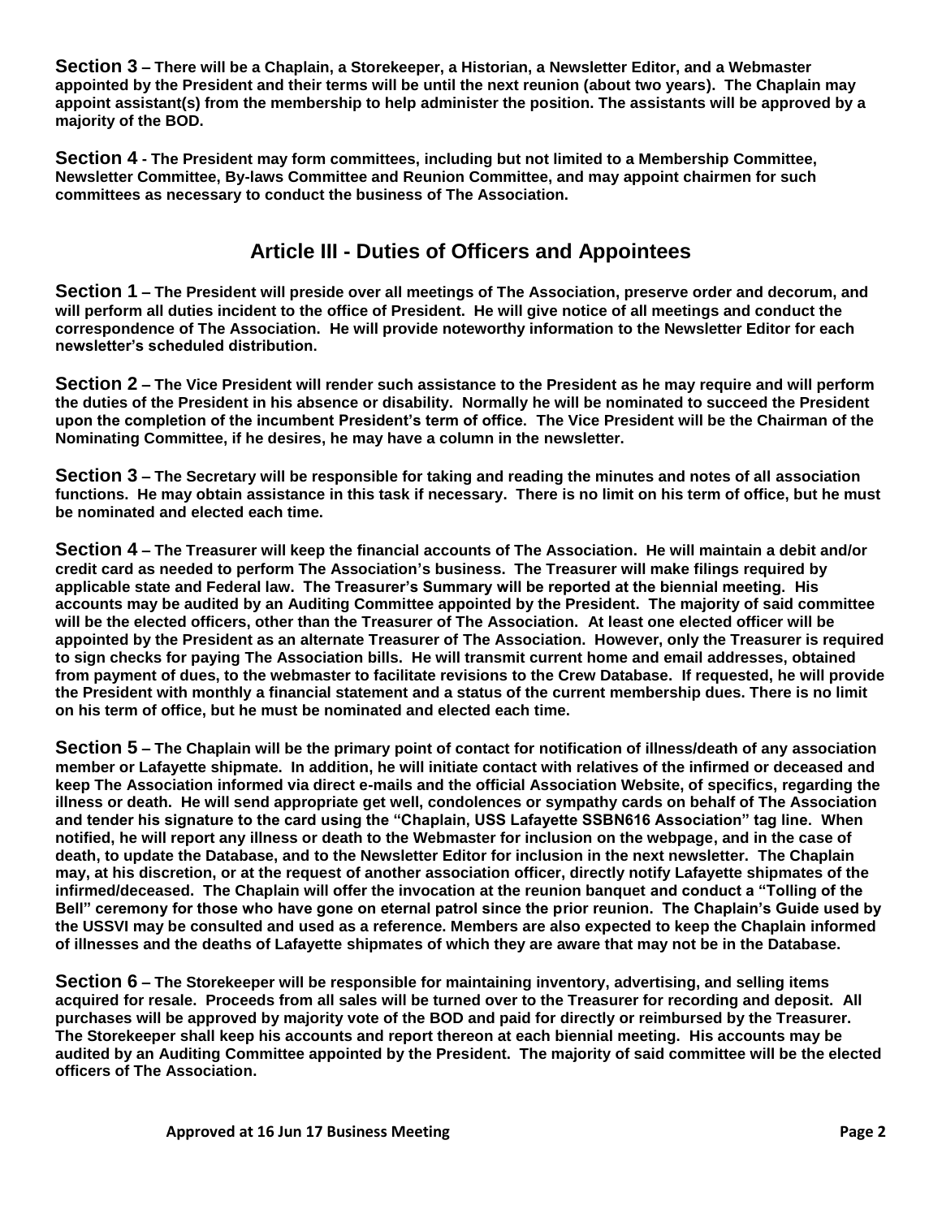**Section 3 – There will be a Chaplain, a Storekeeper, a Historian, a Newsletter Editor, and a Webmaster appointed by the President and their terms will be until the next reunion (about two years). The Chaplain may appoint assistant(s) from the membership to help administer the position. The assistants will be approved by a majority of the BOD.**

**Section 4 - The President may form committees, including but not limited to a Membership Committee, Newsletter Committee, By-laws Committee and Reunion Committee, and may appoint chairmen for such committees as necessary to conduct the business of The Association.**

## Article III - Duties of Officers and Appointees

**Section 1 – The President will preside over all meetings of The Association, preserve order and decorum, and will perform all duties incident to the office of President. He will give notice of all meetings and conduct the correspondence of The Association. He will provide noteworthy information to the Newsletter Editor for each newsletter's scheduled distribution.**

**Section 2 – The Vice President will render such assistance to the President as he may require and will perform the duties of the President in his absence or disability. Normally he will be nominated to succeed the President upon the completion of the incumbent President's term of office. The Vice President will be the Chairman of the Nominating Committee, if he desires, he may have a column in the newsletter.**

**Section 3 – The Secretary will be responsible for taking and reading the minutes and notes of all association functions. He may obtain assistance in this task if necessary. There is no limit on his term of office, but he must be nominated and elected each time.**

**Section 4 – The Treasurer will keep the financial accounts of The Association. He will maintain a debit and/or credit card as needed to perform The Association's business. The Treasurer will make filings required by applicable state and Federal law. The Treasurer's Summary will be reported at the biennial meeting. His accounts may be audited by an Auditing Committee appointed by the President. The majority of said committee will be the elected officers, other than the Treasurer of The Association. At least one elected officer will be appointed by the President as an alternate Treasurer of The Association. However, only the Treasurer is required to sign checks for paying The Association bills. He will transmit current home and email addresses, obtained from payment of dues, to the webmaster to facilitate revisions to the Crew Database. If requested, he will provide the President with monthly a financial statement and a status of the current membership dues. There is no limit on his term of office, but he must be nominated and elected each time.**

**Section 5 – The Chaplain will be the primary point of contact for notification of illness/death of any association member or Lafayette shipmate. In addition, he will initiate contact with relatives of the infirmed or deceased and keep The Association informed via direct e-mails and the official Association Website, of specifics, regarding the illness or death. He will send appropriate get well, condolences or sympathy cards on behalf of The Association and tender his signature to the card using the "Chaplain, USS Lafayette SSBN616 Association" tag line. When notified, he will report any illness or death to the Webmaster for inclusion on the webpage, and in the case of death, to update the Database, and to the Newsletter Editor for inclusion in the next newsletter. The Chaplain may, at his discretion, or at the request of another association officer, directly notify Lafayette shipmates of the infirmed/deceased. The Chaplain will offer the invocation at the reunion banquet and conduct a "Tolling of the Bell" ceremony for those who have gone on eternal patrol since the prior reunion. The Chaplain's Guide used by the USSVI may be consulted and used as a reference. Members are also expected to keep the Chaplain informed of illnesses and the deaths of Lafayette shipmates of which they are aware that may not be in the Database.**

**Section 6 – The Storekeeper will be responsible for maintaining inventory, advertising, and selling items acquired for resale. Proceeds from all sales will be turned over to the Treasurer for recording and deposit. All purchases will be approved by majority vote of the BOD and paid for directly or reimbursed by the Treasurer. The Storekeeper shall keep his accounts and report thereon at each biennial meeting. His accounts may be audited by an Auditing Committee appointed by the President. The majority of said committee will be the elected officers of The Association.**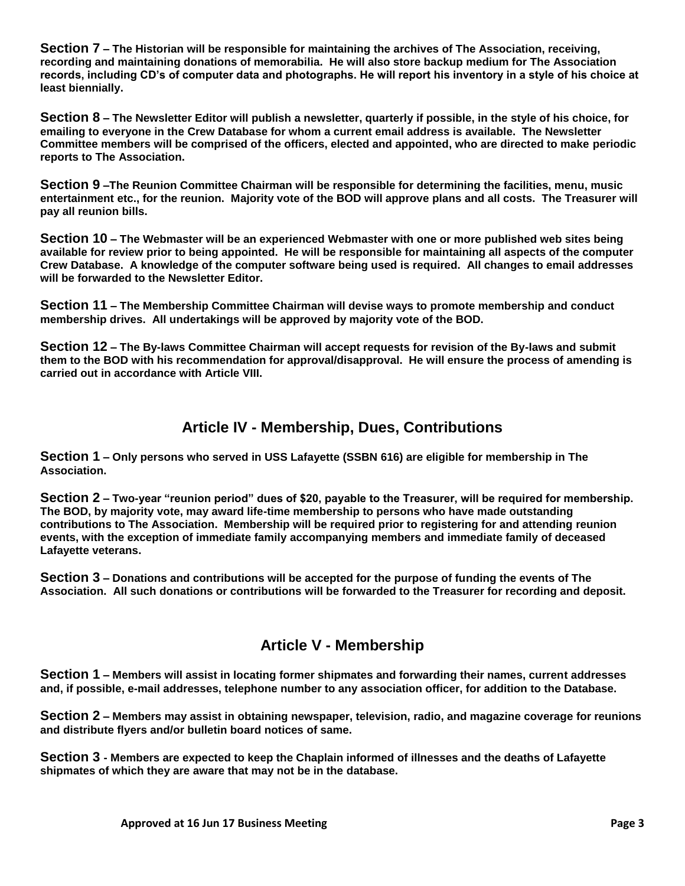**Section 7** – **The Historian will be responsible for maintaining the archives of The Association, receiving, recording and maintaining donations of memorabilia. He will also store backup medium for The Association records, including CD's of computer data and photographs. He will report his inventory in a style of his choice at least biennially.**

**Section 8** – **The Newsletter Editor will publish a newsletter, quarterly if possible, in the style of his choice, for emailing to everyone in the Crew Database for whom a current email address is available. The Newsletter Committee members will be comprised of the officers, elected and appointed, who are directed to make periodic reports to The Association.**

**Section 9** –**The Reunion Committee Chairman will be responsible for determining the facilities, menu, music entertainment etc., for the reunion. Majority vote of the BOD will approve plans and all costs. The Treasurer will pay all reunion bills.**

**Section 10** – **The Webmaster will be an experienced Webmaster with one or more published web sites being available for review prior to being appointed. He will be responsible for maintaining all aspects of the computer Crew Database. A knowledge of the computer software being used is required. All changes to email addresses will be forwarded to the Newsletter Editor.**

**Section 11** – **The Membership Committee Chairman will devise ways to promote membership and conduct membership drives. All undertakings will be approved by majority vote of the BOD.**

**Section 12** – **The By-laws Committee Chairman will accept requests for revision of the By-laws and submit them to the BOD with his recommendation for approval/disapproval. He will ensure the process of amending is carried out in accordance with Article VIII.**

## Article IV - Membership, Dues, Contributions

**Section 1** – **Only persons who served in USS Lafayette (SSBN 616) are eligible for membership in The Association.**

**Section 2** – **Two-year "reunion period" dues of $20, payable to the Treasurer, will be required for membership. The BOD, by majority vote, may award life-time membership to persons who have made outstanding contributions to The Association. Membership will be required prior to registering for and attending reunion events, with the exception of immediate family accompanying members and immediate family of deceased Lafayette veterans.**

**Section 3** – **Donations and contributions will be accepted for the purpose of funding the events of The Association. All such donations or contributions will be forwarded to the Treasurer for recording and deposit.**

## Article V - Membership

**Section 1** – **Members will assist in locating former shipmates and forwarding their names, current addresses and, if possible, e-mail addresses, telephone number to any association officer, for addition to the Database.**

**Section 2** – **Members may assist in obtaining newspaper, television, radio, and magazine coverage for reunions and distribute flyers and/or bulletin board notices of same.**

**Section 3** - **Members are expected to keep the Chaplain informed of illnesses and the deaths of Lafayette shipmates of which they are aware that may not be in the database.**

**Approved at 16 Jun 17 Business Meeting**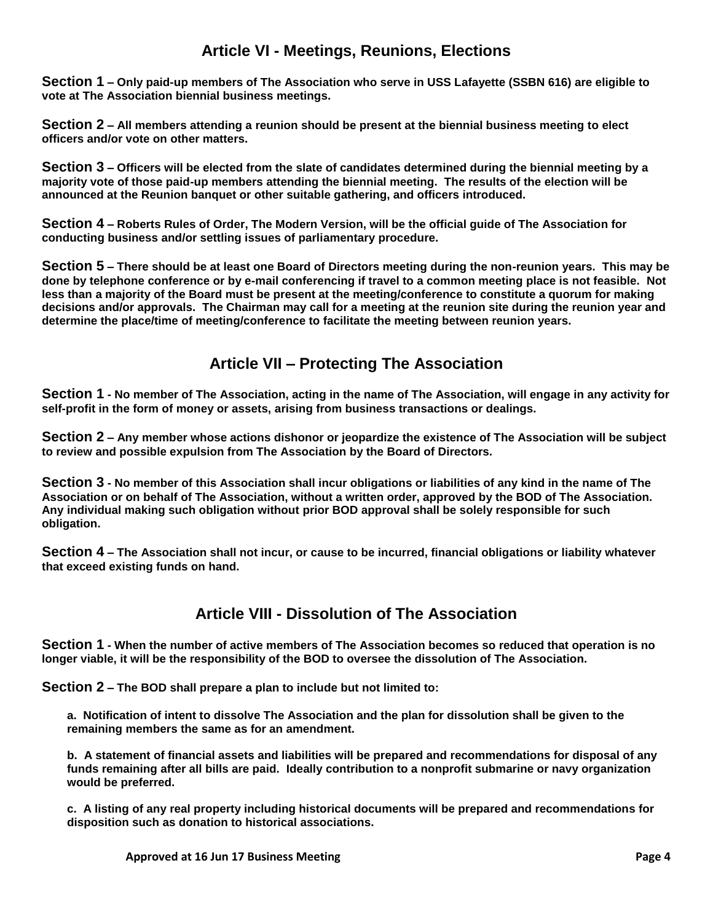## Article VI - Meetings, Reunions, Elections

**Section 1 – Only paid-up members of The Association who serve in USS Lafayette (SSBN 616) are eligible to vote at The Association biennial business meetings.**

**Section 2 – All members attending a reunion should be present at the biennial business meeting to elect officers and/or vote on other matters.**

**Section 3 – Officers will be elected from the slate of candidates determined during the biennial meeting by a majority vote of those paid-up members attending the biennial meeting. The results of the election will be announced at the Reunion banquet or other suitable gathering, and officers introduced.**

**Section 4 – Roberts Rules of Order, The Modern Version, will be the official guide of The Association for conducting business and/or settling issues of parliamentary procedure.**

**Section 5 – There should be at least one Board of Directors meeting during the non-reunion years. This may be done by telephone conference or by e-mail conferencing if travel to a common meeting place is not feasible. Not less than a majority of the Board must be present at the meeting/conference to constitute a quorum for making decisions and/or approvals. The Chairman may call for a meeting at the reunion site during the reunion year and determine the place/time of meeting/conference to facilitate the meeting between reunion years.**

## Article VII – Protecting The Association

**Section 1 - No member of The Association, acting in the name of The Association, will engage in any activity for self-profit in the form of money or assets, arising from business transactions or dealings.**

**Section 2 – Any member whose actions dishonor or jeopardize the existence of The Association will be subject to review and possible expulsion from The Association by the Board of Directors.**

**Section 3 - No member of this Association shall incur obligations or liabilities of any kind in the name of The Association or on behalf of The Association, without a written order, approved by the BOD of The Association. Any individual making such obligation without prior BOD approval shall be solely responsible for such obligation.**

**Section 4 – The Association shall not incur, or cause to be incurred, financial obligations or liability whatever that exceed existing funds on hand.**

## Article VIII - Dissolution of The Association

**Section 1 - When the number of active members of The Association becomes so reduced that operation is no longer viable, it will be the responsibility of the BOD to oversee the dissolution of The Association.**

**Section 2 – The BOD shall prepare a plan to include but not limited to:**

**a. Notification of intent to dissolve The Association and the plan for dissolution shall be given to the remaining members the same as for an amendment.**

**b. A statement of financial assets and liabilities will be prepared and recommendations for disposal of any funds remaining after all bills are paid. Ideally contribution to a nonprofit submarine or navy organization would be preferred.**

**c. A listing of any real property including historical documents will be prepared and recommendations for disposition such as donation to historical associations.**

**Approved at 16 Jun 17 Business Meeting**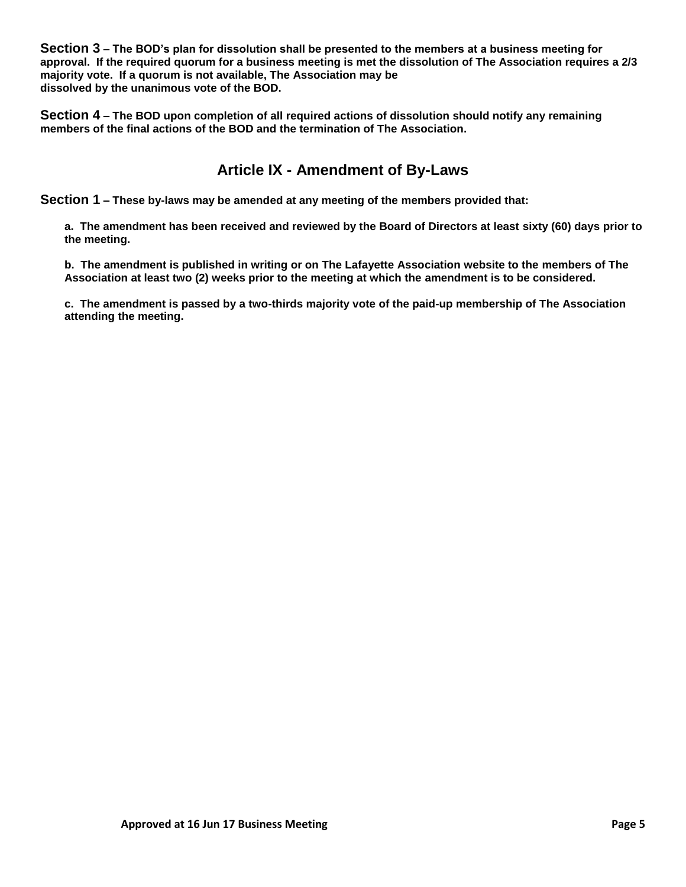**Section 3 – The BOD's plan for dissolution shall be presented to the members at a business meeting for approval. If the required quorum for a business meeting is met the dissolution of The Association requires a 2/3 majority vote. If a quorum is not available, The Association may be dissolved by the unanimous vote of the BOD.**

**Section 4 – The BOD upon completion of all required actions of dissolution should notify any remaining members of the final actions of the BOD and the termination of The Association.**

## Article IX - Amendment of By-Laws

**Section 1 – These by-laws may be amended at any meeting of the members provided that:**

**a. The amendment has been received and reviewed by the Board of Directors at least sixty (60) days prior to the meeting.**

**b. The amendment is published in writing or on The Lafayette Association website to the members of The Association at least two (2) weeks prior to the meeting at which the amendment is to be considered.**

**c. The amendment is passed by a two-thirds majority vote of the paid-up membership of The Association attending the meeting.**

**Approved at 16 Jun 17 Business Meeting**